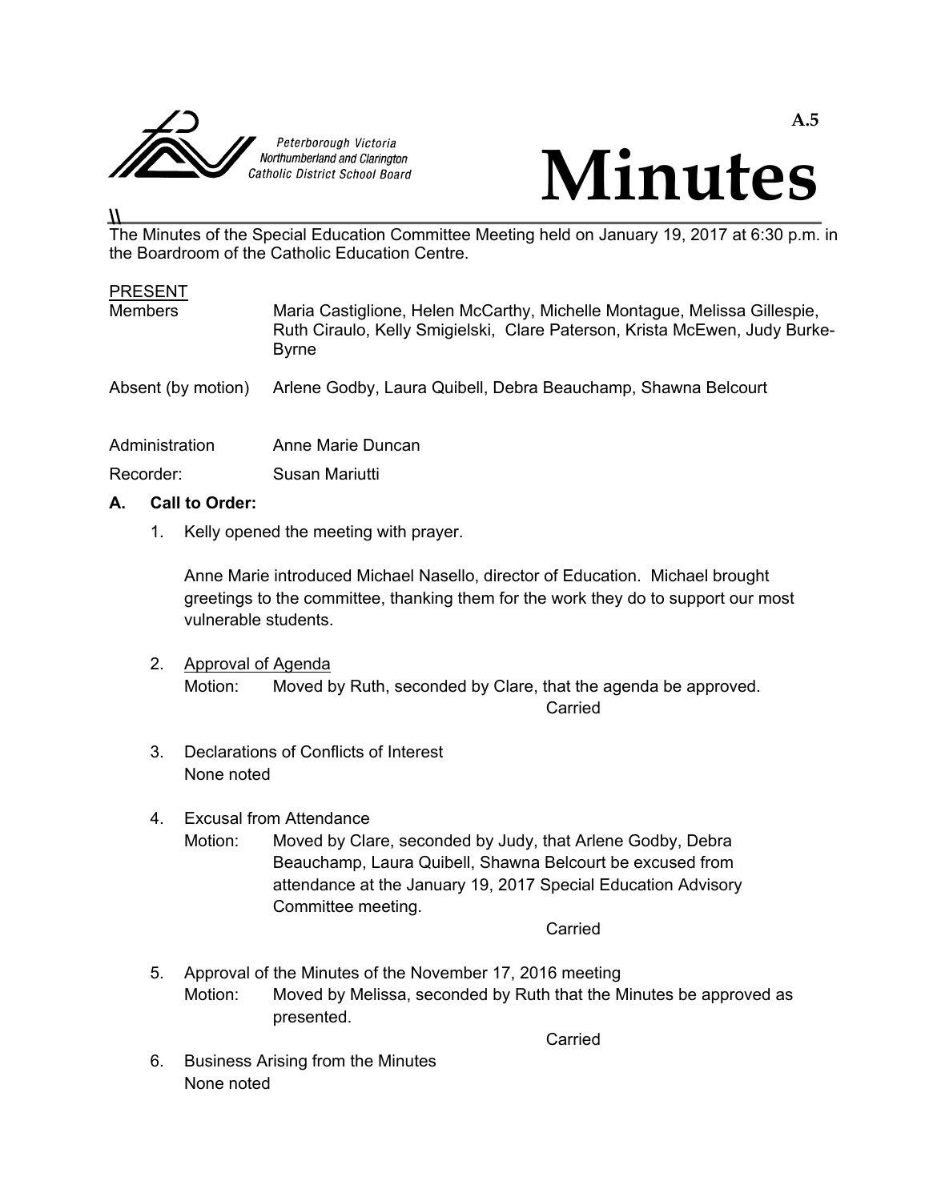Peterborough Victoria Northumberland and Clarington Catholic District School Board

A.5

# Minutes

The Minutes of the Special Education Committee Meeting held on January 19, 2017 at 6:30 p.m. in the Boardroom of the Catholic Education Centre.

PRESENT

| | |
|---|---|
| Members | Maria Castiglione, Helen McCarthy, Michelle Montague, Melissa Gillespie, Ruth Ciraulo, Kelly Smigielski, Clare Paterson, Krista McEwen, Judy Burke-Byrne |
| Absent (by motion) | Arlene Godby, Laura Quibell, Debra Beauchamp, Shawna Belcourt |
| Administration | Anne Marie Duncan |
| Recorder: | Susan Mariutti |

**A. Call to Order:**

1. Kelly opened the meeting with prayer.

   Anne Marie introduced Michael Nasello, director of Education. Michael brought greetings to the committee, thanking them for the work they do to support our most vulnerable students.

2. Approval of Agenda
   Motion: Moved by Ruth, seconded by Clare, that the agenda be approved.
   Carried

3. Declarations of Conflicts of Interest
   None noted

4. Excusal from Attendance
   Motion: Moved by Clare, seconded by Judy, that Arlene Godby, Debra Beauchamp, Laura Quibell, Shawna Belcourt be excused from attendance at the January 19, 2017 Special Education Advisory Committee meeting.
   Carried

5. Approval of the Minutes of the November 17, 2016 meeting
   Motion: Moved by Melissa, seconded by Ruth that the Minutes be approved as presented.
   Carried

6. Business Arising from the Minutes
   None noted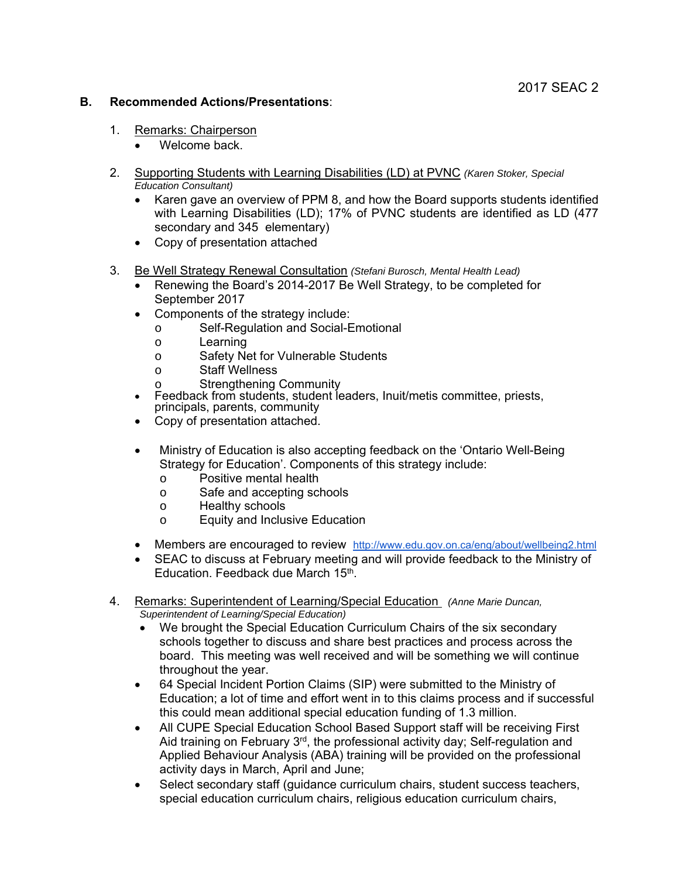## B. Recommended Actions/Presentations:

1. Remarks: Chairperson
   - Welcome back.

2. Supporting Students with Learning Disabilities (LD) at PVNC *(Karen Stoker, Special Education Consultant)*
   - Karen gave an overview of PPM 8, and how the Board supports students identified with Learning Disabilities (LD); 17% of PVNC students are identified as LD (477 secondary and 345 elementary)
   - Copy of presentation attached

3. Be Well Strategy Renewal Consultation *(Stefani Burosch, Mental Health Lead)*
   - Renewing the Board's 2014-2017 Be Well Strategy, to be completed for September 2017
   - Components of the strategy include:
     - Self-Regulation and Social-Emotional
     - Learning
     - Safety Net for Vulnerable Students
     - Staff Wellness
     - Strengthening Community
   - Feedback from students, student leaders, Inuit/metis committee, priests, principals, parents, community
   - Copy of presentation attached.

   - Ministry of Education is also accepting feedback on the 'Ontario Well-Being Strategy for Education'. Components of this strategy include:
     - Positive mental health
     - Safe and accepting schools
     - Healthy schools
     - Equity and Inclusive Education

   - Members are encouraged to review http://www.edu.gov.on.ca/eng/about/wellbeing2.html
   - SEAC to discuss at February meeting and will provide feedback to the Ministry of Education. Feedback due March 15th.

4. Remarks: Superintendent of Learning/Special Education *(Anne Marie Duncan, Superintendent of Learning/Special Education)*
   - We brought the Special Education Curriculum Chairs of the six secondary schools together to discuss and share best practices and process across the board. This meeting was well received and will be something we will continue throughout the year.
   - 64 Special Incident Portion Claims (SIP) were submitted to the Ministry of Education; a lot of time and effort went in to this claims process and if successful this could mean additional special education funding of 1.3 million.
   - All CUPE Special Education School Based Support staff will be receiving First Aid training on February 3rd, the professional activity day; Self-regulation and Applied Behaviour Analysis (ABA) training will be provided on the professional activity days in March, April and June;
   - Select secondary staff (guidance curriculum chairs, student success teachers, special education curriculum chairs, religious education curriculum chairs,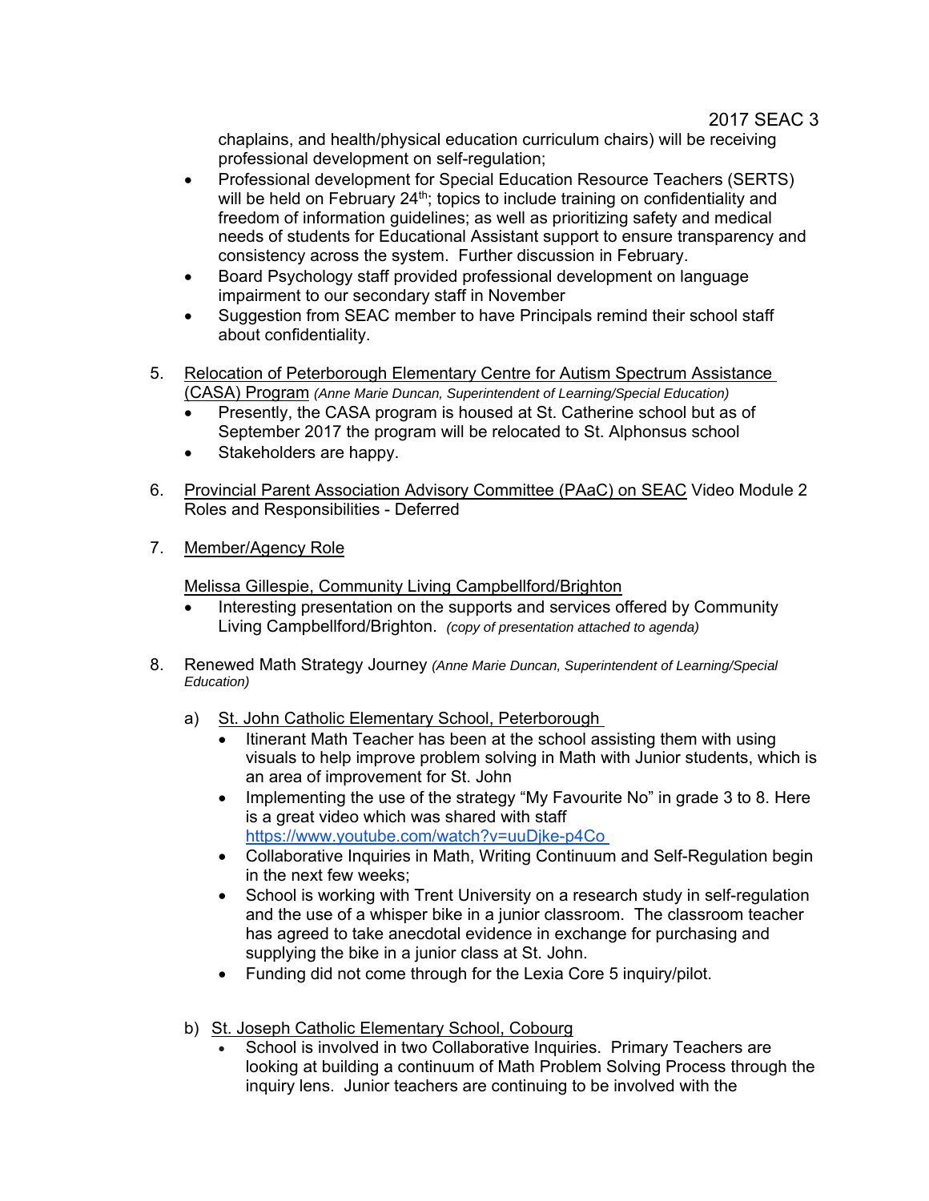chaplains, and health/physical education curriculum chairs) will be receiving professional development on self-regulation;

- Professional development for Special Education Resource Teachers (SERTS) will be held on February 24th; topics to include training on confidentiality and freedom of information guidelines; as well as prioritizing safety and medical needs of students for Educational Assistant support to ensure transparency and consistency across the system. Further discussion in February.
- Board Psychology staff provided professional development on language impairment to our secondary staff in November
- Suggestion from SEAC member to have Principals remind their school staff about confidentiality.

5. Relocation of Peterborough Elementary Centre for Autism Spectrum Assistance (CASA) Program *(Anne Marie Duncan, Superintendent of Learning/Special Education)*
   - Presently, the CASA program is housed at St. Catherine school but as of September 2017 the program will be relocated to St. Alphonsus school
   - Stakeholders are happy.

6. Provincial Parent Association Advisory Committee (PAaC) on SEAC Video Module 2 Roles and Responsibilities - Deferred

7. Member/Agency Role

   Melissa Gillespie, Community Living Campbellford/Brighton
   - Interesting presentation on the supports and services offered by Community Living Campbellford/Brighton. *(copy of presentation attached to agenda)*

8. Renewed Math Strategy Journey *(Anne Marie Duncan, Superintendent of Learning/Special Education)*

   a) St. John Catholic Elementary School, Peterborough
      - Itinerant Math Teacher has been at the school assisting them with using visuals to help improve problem solving in Math with Junior students, which is an area of improvement for St. John
      - Implementing the use of the strategy “My Favourite No” in grade 3 to 8. Here is a great video which was shared with staff https://www.youtube.com/watch?v=uuDjke-p4Co
      - Collaborative Inquiries in Math, Writing Continuum and Self-Regulation begin in the next few weeks;
      - School is working with Trent University on a research study in self-regulation and the use of a whisper bike in a junior classroom. The classroom teacher has agreed to take anecdotal evidence in exchange for purchasing and supplying the bike in a junior class at St. John.
      - Funding did not come through for the Lexia Core 5 inquiry/pilot.

   b) St. Joseph Catholic Elementary School, Cobourg
      - School is involved in two Collaborative Inquiries. Primary Teachers are looking at building a continuum of Math Problem Solving Process through the inquiry lens. Junior teachers are continuing to be involved with the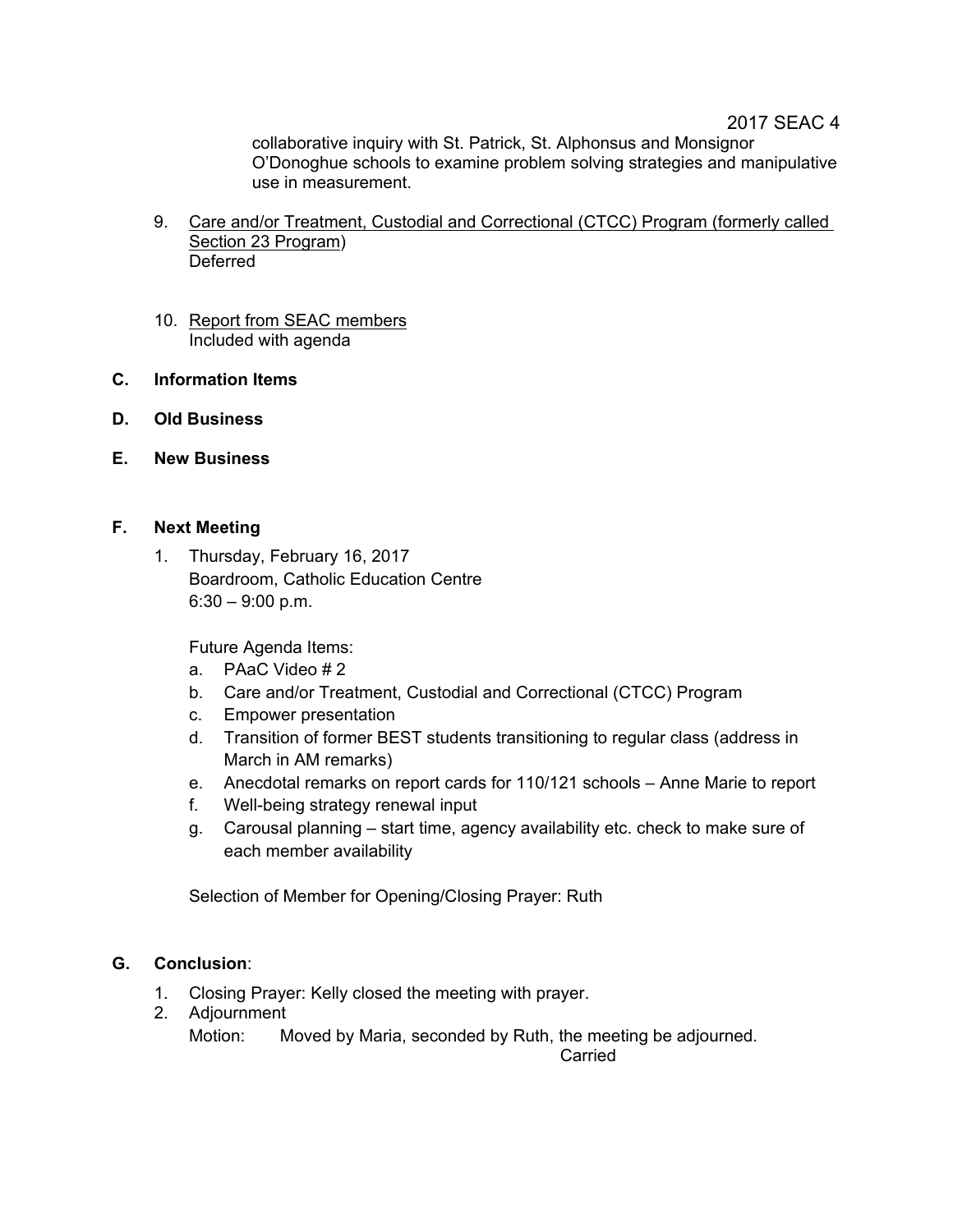collaborative inquiry with St. Patrick, St. Alphonsus and Monsignor O'Donoghue schools to examine problem solving strategies and manipulative use in measurement.

9. Care and/or Treatment, Custodial and Correctional (CTCC) Program (formerly called Section 23 Program)
   Deferred

10. Report from SEAC members
    Included with agenda

**C. Information Items**

**D. Old Business**

**E. New Business**

**F. Next Meeting**

1. Thursday, February 16, 2017
   Boardroom, Catholic Education Centre
   6:30 – 9:00 p.m.

   Future Agenda Items:
   a. PAaC Video # 2
   b. Care and/or Treatment, Custodial and Correctional (CTCC) Program
   c. Empower presentation
   d. Transition of former BEST students transitioning to regular class (address in March in AM remarks)
   e. Anecdotal remarks on report cards for 110/121 schools – Anne Marie to report
   f. Well-being strategy renewal input
   g. Carousal planning – start time, agency availability etc. check to make sure of each member availability

   Selection of Member for Opening/Closing Prayer: Ruth

**G. Conclusion**:

1. Closing Prayer: Kelly closed the meeting with prayer.
2. Adjournment
   Motion: Moved by Maria, seconded by Ruth, the meeting be adjourned.
   Carried